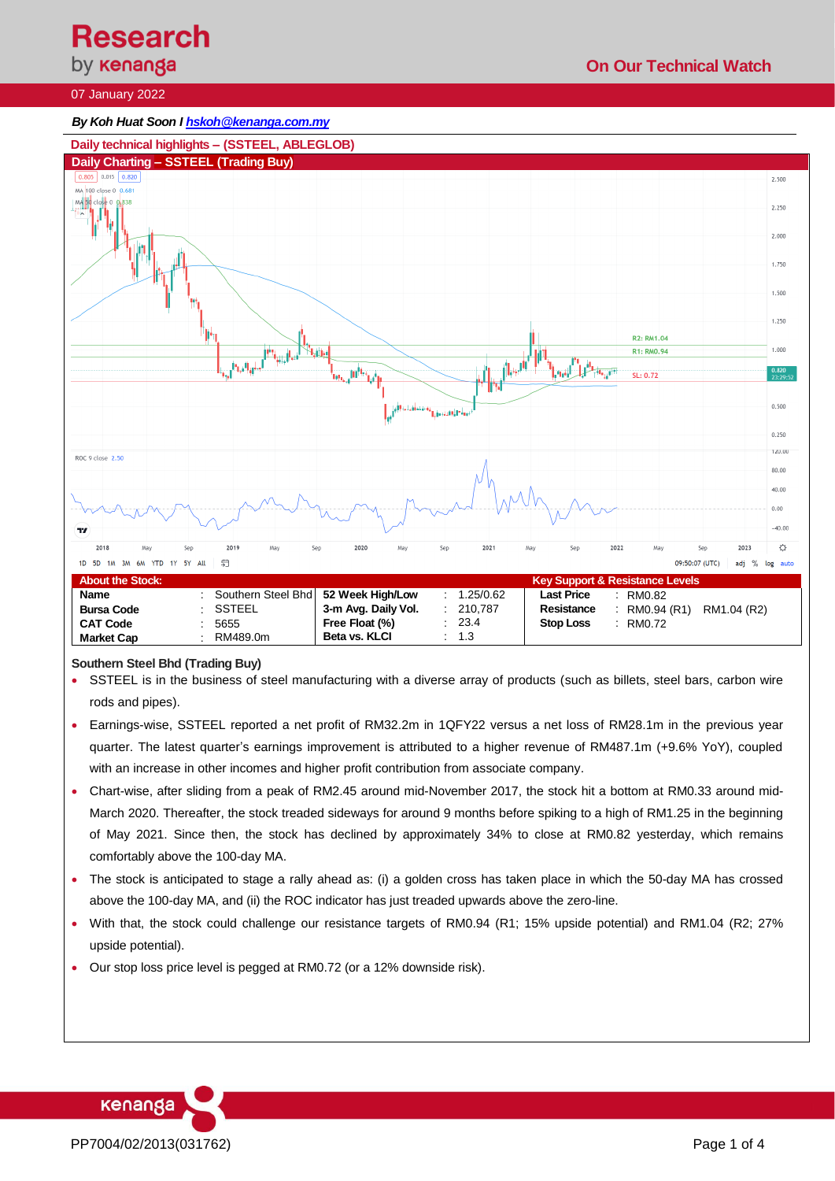# Research by kenanga

## On Our Technical Watch

07 January 2022

*By Koh Huat Soon I hskoh@kenanga.com.my*

### Daily technical highlights – (SSTEEL, ABLEGLOB)

### Daily Charting – SSTEEL (Trading Buy)

| About the Stock: | | | | | | Key Support & Resistance Levels | | |
|---|---|---|---|---|---|---|---|---|
| **Name** | : | Southern Steel Bhd | **52 Week High/Low** | : | 1.25/0.62 | **Last Price** | : | RM0.82 |
| **Bursa Code** | : | SSTEEL | **3-m Avg. Daily Vol.** | : | 210,787 | **Resistance** | : | RM0.94 (R1) RM1.04 (R2) |
| **CAT Code** | : | 5655 | **Free Float (%)** | : | 23.4 | **Stop Loss** | : | RM0.72 |
| **Market Cap** | : | RM489.0m | **Beta vs. KLCI** | : | 1.3 | | | |

**Southern Steel Bhd (Trading Buy)**

- SSTEEL is in the business of steel manufacturing with a diverse array of products (such as billets, steel bars, carbon wire rods and pipes).
- Earnings-wise, SSTEEL reported a net profit of RM32.2m in 1QFY22 versus a net loss of RM28.1m in the previous year quarter. The latest quarter's earnings improvement is attributed to a higher revenue of RM487.1m (+9.6% YoY), coupled with an increase in other incomes and higher profit contribution from associate company.
- Chart-wise, after sliding from a peak of RM2.45 around mid-November 2017, the stock hit a bottom at RM0.33 around mid-March 2020. Thereafter, the stock treaded sideways for around 9 months before spiking to a high of RM1.25 in the beginning of May 2021. Since then, the stock has declined by approximately 34% to close at RM0.82 yesterday, which remains comfortably above the 100-day MA.
- The stock is anticipated to stage a rally ahead as: (i) a golden cross has taken place in which the 50-day MA has crossed above the 100-day MA, and (ii) the ROC indicator has just treaded upwards above the zero-line.
- With that, the stock could challenge our resistance targets of RM0.94 (R1; 15% upside potential) and RM1.04 (R2; 27% upside potential).
- Our stop loss price level is pegged at RM0.72 (or a 12% downside risk).

PP7004/02/2013(031762)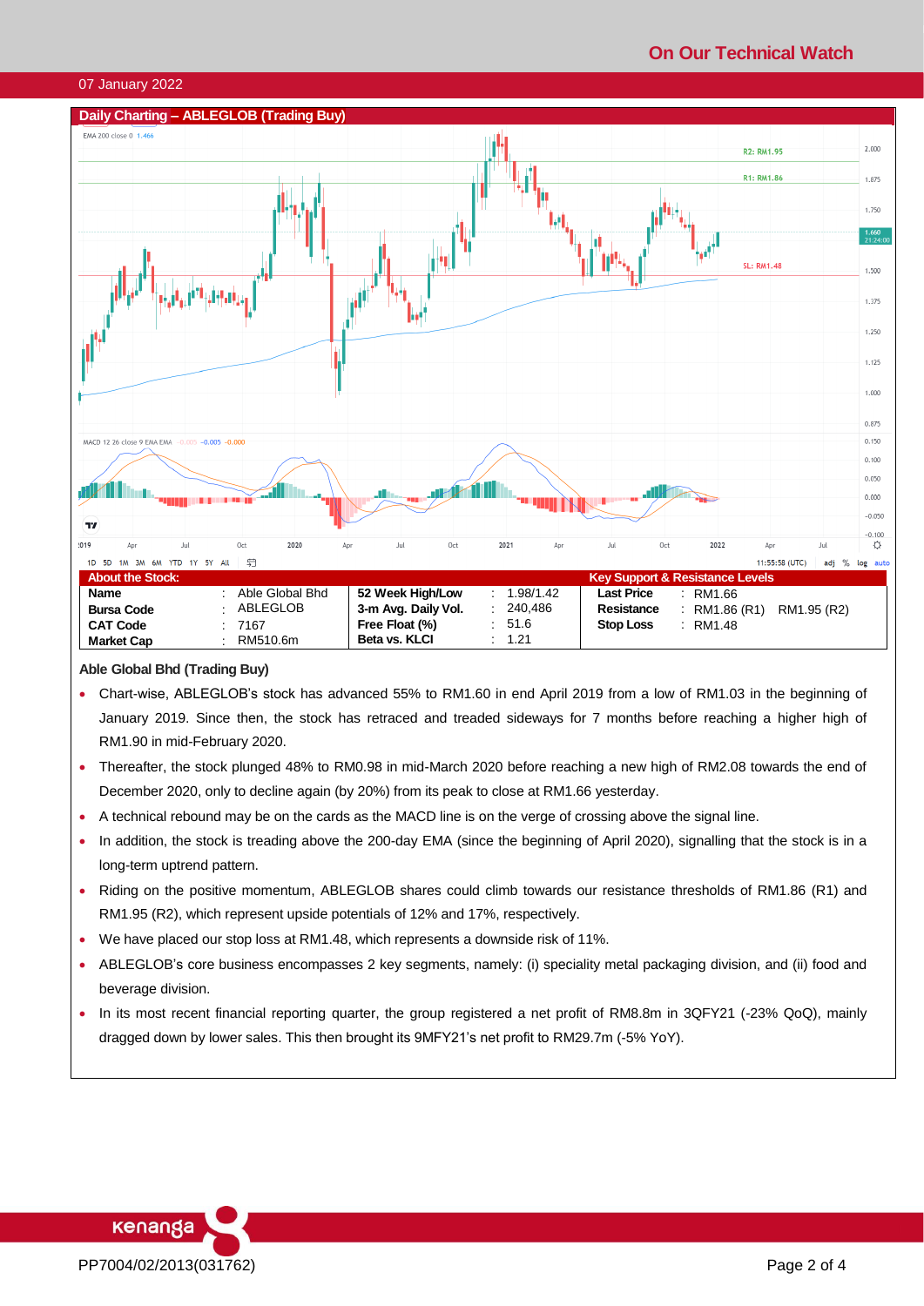07 January 2022

## Daily Charting – ABLEGLOB (Trading Buy)

| About the Stock: | | | | | | Key Support & Resistance Levels | | |
|---|---|---|---|---|---|---|---|---|
| **Name** | : | Able Global Bhd | **52 Week High/Low** | : | 1.98/1.42 | **Last Price** | : | RM1.66 |
| **Bursa Code** | : | ABLEGLOB | **3-m Avg. Daily Vol.** | : | 240,486 | **Resistance** | : | RM1.86 (R1) RM1.95 (R2) |
| **CAT Code** | : | 7167 | **Free Float (%)** | : | 51.6 | **Stop Loss** | : | RM1.48 |
| **Market Cap** | : | RM510.6m | **Beta vs. KLCI** | : | 1.21 | | | |

**Able Global Bhd (Trading Buy)**

- Chart-wise, ABLEGLOB's stock has advanced 55% to RM1.60 in end April 2019 from a low of RM1.03 in the beginning of January 2019. Since then, the stock has retraced and treaded sideways for 7 months before reaching a higher high of RM1.90 in mid-February 2020.
- Thereafter, the stock plunged 48% to RM0.98 in mid-March 2020 before reaching a new high of RM2.08 towards the end of December 2020, only to decline again (by 20%) from its peak to close at RM1.66 yesterday.
- A technical rebound may be on the cards as the MACD line is on the verge of crossing above the signal line.
- In addition, the stock is treading above the 200-day EMA (since the beginning of April 2020), signalling that the stock is in a long-term uptrend pattern.
- Riding on the positive momentum, ABLEGLOB shares could climb towards our resistance thresholds of RM1.86 (R1) and RM1.95 (R2), which represent upside potentials of 12% and 17%, respectively.
- We have placed our stop loss at RM1.48, which represents a downside risk of 11%.
- ABLEGLOB's core business encompasses 2 key segments, namely: (i) speciality metal packaging division, and (ii) food and beverage division.
- In its most recent financial reporting quarter, the group registered a net profit of RM8.8m in 3QFY21 (-23% QoQ), mainly dragged down by lower sales. This then brought its 9MFY21's net profit to RM29.7m (-5% YoY).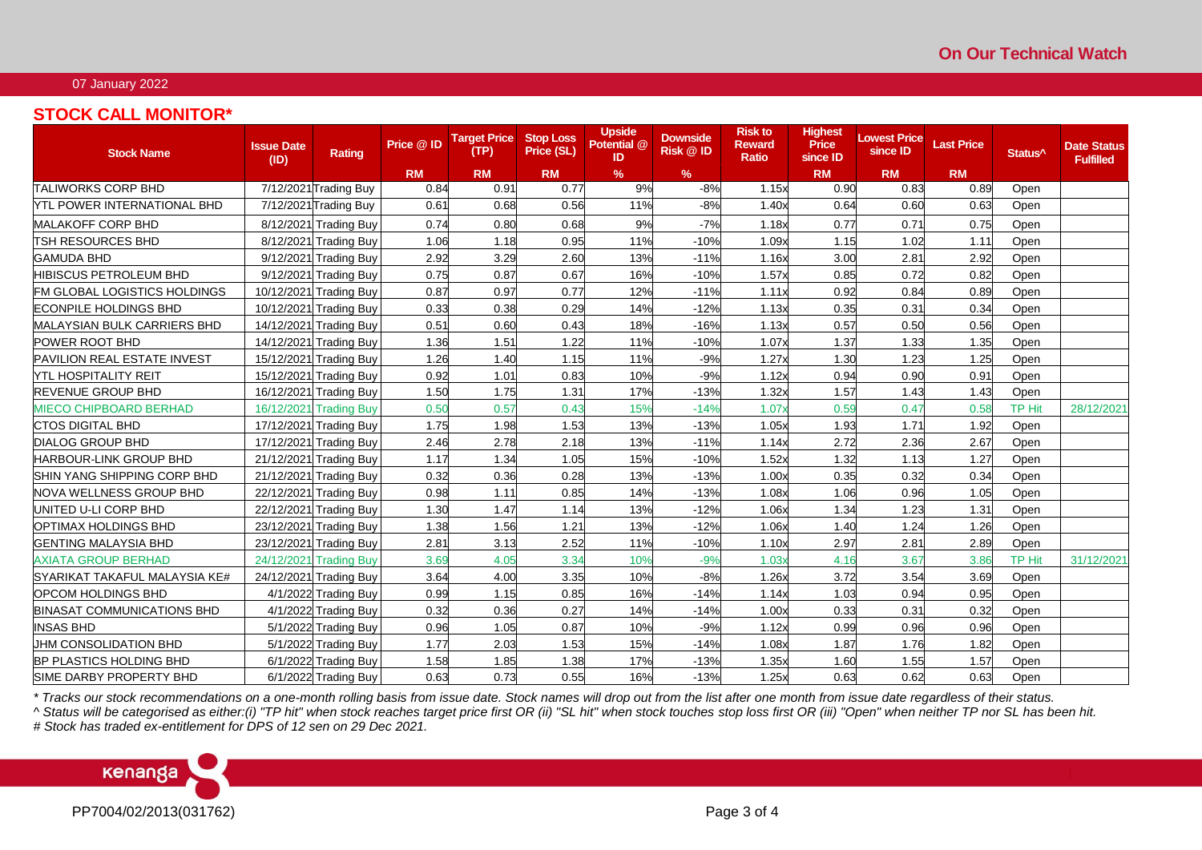## STOCK CALL MONITOR*

07 January 2022

| Stock Name | Issue Date (ID) | Rating | Price @ ID | Target Price (TP) | Stop Loss Price (SL) | Upside Potential @ ID | Downside Risk @ ID | Risk to Reward Ratio | Highest Price since ID | Lowest Price since ID | Last Price | Status^ | Date Status Fulfilled |
|---|---|---|---|---|---|---|---|---|---|---|---|---|---|
| | | | RM | RM | RM | % | % | | RM | RM | RM | | |
| TALIWORKS CORP BHD | 7/12/2021 | Trading Buy | 0.84 | 0.91 | 0.77 | 9% | -8% | 1.15x | 0.90 | 0.83 | 0.89 | Open | |
| YTL POWER INTERNATIONAL BHD | 7/12/2021 | Trading Buy | 0.61 | 0.68 | 0.56 | 11% | -8% | 1.40x | 0.64 | 0.60 | 0.63 | Open | |
| MALAKOFF CORP BHD | 8/12/2021 | Trading Buy | 0.74 | 0.80 | 0.68 | 9% | -7% | 1.18x | 0.77 | 0.71 | 0.75 | Open | |
| TSH RESOURCES BHD | 8/12/2021 | Trading Buy | 1.06 | 1.18 | 0.95 | 11% | -10% | 1.09x | 1.15 | 1.02 | 1.11 | Open | |
| GAMUDA BHD | 9/12/2021 | Trading Buy | 2.92 | 3.29 | 2.60 | 13% | -11% | 1.16x | 3.00 | 2.81 | 2.92 | Open | |
| HIBISCUS PETROLEUM BHD | 9/12/2021 | Trading Buy | 0.75 | 0.87 | 0.67 | 16% | -10% | 1.57x | 0.85 | 0.72 | 0.82 | Open | |
| FM GLOBAL LOGISTICS HOLDINGS | 10/12/2021 | Trading Buy | 0.87 | 0.97 | 0.77 | 12% | -11% | 1.11x | 0.92 | 0.84 | 0.89 | Open | |
| ECONPILE HOLDINGS BHD | 10/12/2021 | Trading Buy | 0.33 | 0.38 | 0.29 | 14% | -12% | 1.13x | 0.35 | 0.31 | 0.34 | Open | |
| MALAYSIAN BULK CARRIERS BHD | 14/12/2021 | Trading Buy | 0.51 | 0.60 | 0.43 | 18% | -16% | 1.13x | 0.57 | 0.50 | 0.56 | Open | |
| POWER ROOT BHD | 14/12/2021 | Trading Buy | 1.36 | 1.51 | 1.22 | 11% | -10% | 1.07x | 1.37 | 1.33 | 1.35 | Open | |
| PAVILION REAL ESTATE INVEST | 15/12/2021 | Trading Buy | 1.26 | 1.40 | 1.15 | 11% | -9% | 1.27x | 1.30 | 1.23 | 1.25 | Open | |
| YTL HOSPITALITY REIT | 15/12/2021 | Trading Buy | 0.92 | 1.01 | 0.83 | 10% | -9% | 1.12x | 0.94 | 0.90 | 0.91 | Open | |
| REVENUE GROUP BHD | 16/12/2021 | Trading Buy | 1.50 | 1.75 | 1.31 | 17% | -13% | 1.32x | 1.57 | 1.43 | 1.43 | Open | |
| MIECO CHIPBOARD BERHAD | 16/12/2021 | Trading Buy | 0.50 | 0.57 | 0.43 | 15% | -14% | 1.07x | 0.59 | 0.47 | 0.58 | TP Hit | 28/12/2021 |
| CTOS DIGITAL BHD | 17/12/2021 | Trading Buy | 1.75 | 1.98 | 1.53 | 13% | -13% | 1.05x | 1.93 | 1.71 | 1.92 | Open | |
| DIALOG GROUP BHD | 17/12/2021 | Trading Buy | 2.46 | 2.78 | 2.18 | 13% | -11% | 1.14x | 2.72 | 2.36 | 2.67 | Open | |
| HARBOUR-LINK GROUP BHD | 21/12/2021 | Trading Buy | 1.17 | 1.34 | 1.05 | 15% | -10% | 1.52x | 1.32 | 1.13 | 1.27 | Open | |
| SHIN YANG SHIPPING CORP BHD | 21/12/2021 | Trading Buy | 0.32 | 0.36 | 0.28 | 13% | -13% | 1.00x | 0.35 | 0.32 | 0.34 | Open | |
| NOVA WELLNESS GROUP BHD | 22/12/2021 | Trading Buy | 0.98 | 1.11 | 0.85 | 14% | -13% | 1.08x | 1.06 | 0.96 | 1.05 | Open | |
| UNITED U-LI CORP BHD | 22/12/2021 | Trading Buy | 1.30 | 1.47 | 1.14 | 13% | -12% | 1.06x | 1.34 | 1.23 | 1.31 | Open | |
| OPTIMAX HOLDINGS BHD | 23/12/2021 | Trading Buy | 1.38 | 1.56 | 1.21 | 13% | -12% | 1.06x | 1.40 | 1.24 | 1.26 | Open | |
| GENTING MALAYSIA BHD | 23/12/2021 | Trading Buy | 2.81 | 3.13 | 2.52 | 11% | -10% | 1.10x | 2.97 | 2.81 | 2.89 | Open | |
| AXIATA GROUP BERHAD | 24/12/2021 | Trading Buy | 3.69 | 4.05 | 3.34 | 10% | -9% | 1.03x | 4.16 | 3.67 | 3.86 | TP Hit | 31/12/2021 |
| SYARIKAT TAKAFUL MALAYSIA KE# | 24/12/2021 | Trading Buy | 3.64 | 4.00 | 3.35 | 10% | -8% | 1.26x | 3.72 | 3.54 | 3.69 | Open | |
| OPCOM HOLDINGS BHD | 4/1/2022 | Trading Buy | 0.99 | 1.15 | 0.85 | 16% | -14% | 1.14x | 1.03 | 0.94 | 0.95 | Open | |
| BINASAT COMMUNICATIONS BHD | 4/1/2022 | Trading Buy | 0.32 | 0.36 | 0.27 | 14% | -14% | 1.00x | 0.33 | 0.31 | 0.32 | Open | |
| INSAS BHD | 5/1/2022 | Trading Buy | 0.96 | 1.05 | 0.87 | 10% | -9% | 1.12x | 0.99 | 0.96 | 0.96 | Open | |
| JHM CONSOLIDATION BHD | 5/1/2022 | Trading Buy | 1.77 | 2.03 | 1.53 | 15% | -14% | 1.08x | 1.87 | 1.76 | 1.82 | Open | |
| BP PLASTICS HOLDING BHD | 6/1/2022 | Trading Buy | 1.58 | 1.85 | 1.38 | 17% | -13% | 1.35x | 1.60 | 1.55 | 1.57 | Open | |
| SIME DARBY PROPERTY BHD | 6/1/2022 | Trading Buy | 0.63 | 0.73 | 0.55 | 16% | -13% | 1.25x | 0.63 | 0.62 | 0.63 | Open | |

*\* Tracks our stock recommendations on a one-month rolling basis from issue date. Stock names will drop out from the list after one month from issue date regardless of their status.*

*^ Status will be categorised as either:(i) "TP hit" when stock reaches target price first OR (ii) "SL hit" when stock touches stop loss first OR (iii) "Open" when neither TP nor SL has been hit.*

*# Stock has traded ex-entitlement for DPS of 12 sen on 29 Dec 2021.*

PP7004/02/2013(031762)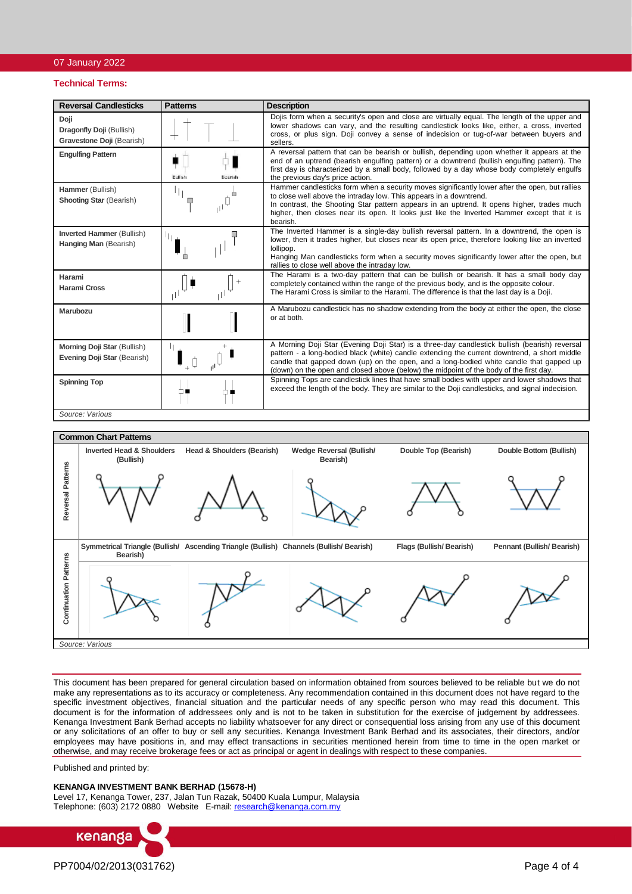07 January 2022

## Technical Terms:

| Reversal Candlesticks | Patterns | Description |
|---|---|---|
| **Doji**<br>**Dragonfly Doji** (Bullish)<br>**Gravestone Doji** (Bearish) | | Dojis form when a security's open and close are virtually equal. The length of the upper and lower shadows can vary, and the resulting candlestick looks like, either, a cross, inverted cross, or plus sign. Doji convey a sense of indecision or tug-of-war between buyers and sellers. |
| **Engulfing Pattern** | Bullish Bearish | A reversal pattern that can be bearish or bullish, depending upon whether it appears at the end of an uptrend (bearish engulfing pattern) or a downtrend (bullish engulfing pattern). The first day is characterized by a small body, followed by a day whose body completely engulfs the previous day's price action. |
| **Hammer** (Bullish)<br>**Shooting Star** (Bearish) | | Hammer candlesticks form when a security moves significantly lower after the open, but rallies to close well above the intraday low. This appears in a downtrend.<br>In contrast, the Shooting Star pattern appears in an uptrend. It opens higher, trades much higher, then closes near its open. It looks just like the Inverted Hammer except that it is bearish. |
| **Inverted Hammer** (Bullish)<br>**Hanging Man** (Bearish) | | The Inverted Hammer is a single-day bullish reversal pattern. In a downtrend, the open is lower, then it trades higher, but closes near its open price, therefore looking like an inverted lollipop.<br>Hanging Man candlesticks form when a security moves significantly lower after the open, but rallies to close well above the intraday low. |
| **Harami**<br>**Harami Cross** | | The Harami is a two-day pattern that can be bullish or bearish. It has a small body day completely contained within the range of the previous body, and is the opposite colour.<br>The Harami Cross is similar to the Harami. The difference is that the last day is a Doji. |
| **Marubozu** | | A Marubozu candlestick has no shadow extending from the body at either the open, the close or at both. |
| **Morning Doji Star** (Bullish)<br>**Evening Doji Star** (Bearish) | | A Morning Doji Star (Evening Doji Star) is a three-day candlestick bullish (bearish) reversal pattern - a long-bodied black (white) candle extending the current downtrend, a short middle candle that gapped down (up) on the open, and a long-bodied white candle that gapped up (down) on the open and closed above (below) the midpoint of the body of the first day. |
| **Spinning Top** | | Spinning Tops are candlestick lines that have small bodies with upper and lower shadows that exceed the length of the body. They are similar to the Doji candlesticks, and signal indecision. |

*Source: Various*

**Common Chart Patterns**

Reversal Patterns

Inverted Head & Shoulders (Bullish)

Head & Shoulders (Bearish)

Wedge Reversal (Bullish/ Bearish)

Double Top (Bearish)

Double Bottom (Bullish)

Continuation Patterns

Symmetrical Triangle (Bullish/ Bearish)

Ascending Triangle (Bullish)

Channels (Bullish/ Bearish)

Flags (Bullish/ Bearish)

Pennant (Bullish/ Bearish)

*Source: Various*

This document has been prepared for general circulation based on information obtained from sources believed to be reliable but we do not make any representations as to its accuracy or completeness. Any recommendation contained in this document does not have regard to the specific investment objectives, financial situation and the particular needs of any specific person who may read this document. This document is for the information of addressees only and is not to be taken in substitution for the exercise of judgement by addressees. Kenanga Investment Bank Berhad accepts no liability whatsoever for any direct or consequential loss arising from any use of this document or any solicitations of an offer to buy or sell any securities. Kenanga Investment Bank Berhad and its associates, their directors, and/or employees may have positions in, and may effect transactions in securities mentioned herein from time to time in the open market or otherwise, and may receive brokerage fees or act as principal or agent in dealings with respect to these companies.

Published and printed by:

**KENANGA INVESTMENT BANK BERHAD (15678-H)**
Level 17, Kenanga Tower, 237, Jalan Tun Razak, 50400 Kuala Lumpur, Malaysia
Telephone: (603) 2172 0880 Website E-mail: research@kenanga.com.my

kenanga

PP7004/02/2013(031762)